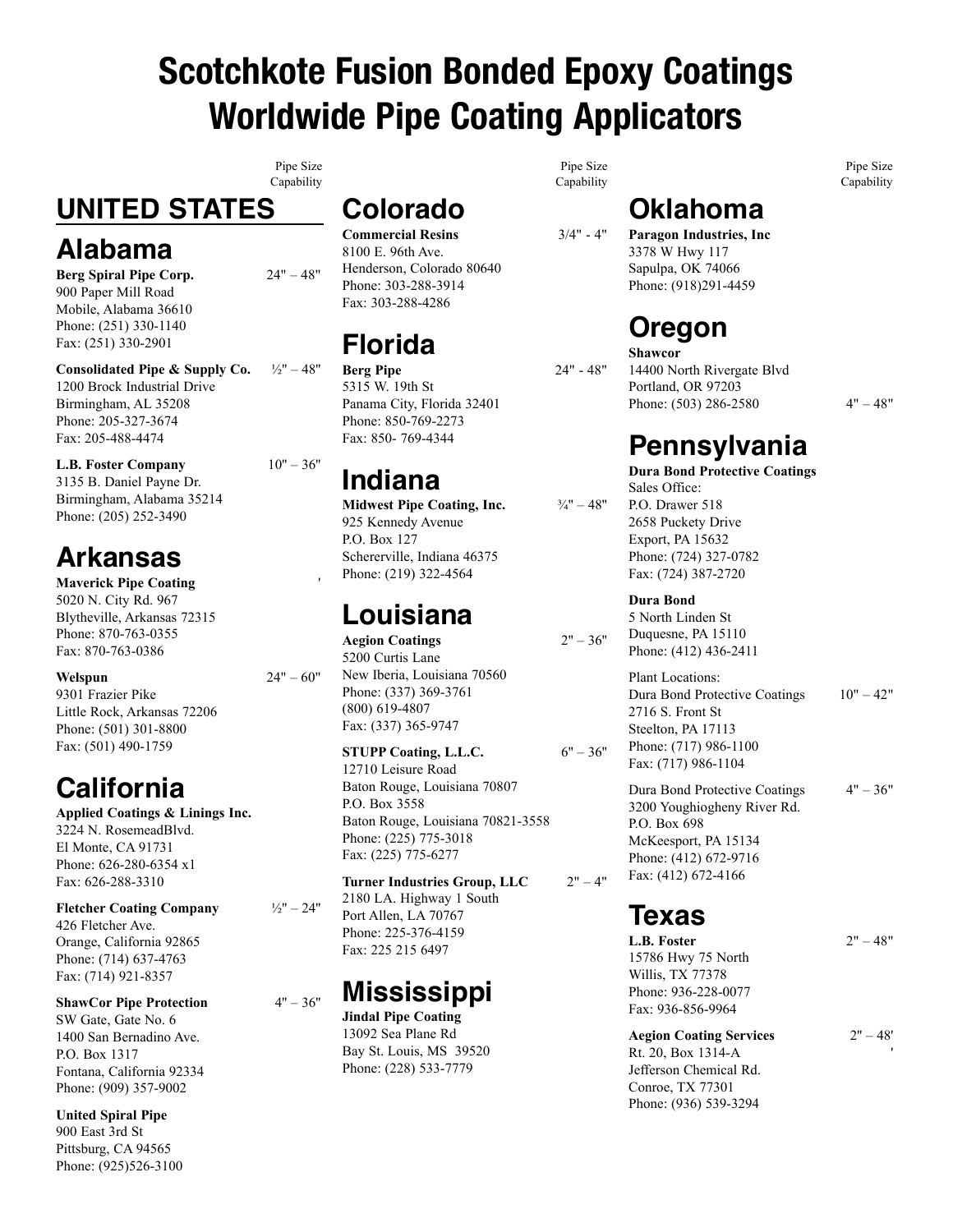# Scotchkote Fusion Bonded Epoxy Coatings Worldwide Pipe Coating Applicators

Pipe Size Capability

## UNITED STATES

### Alabama

**Berg Spiral Pipe Corp.** — 24" – 48"
900 Paper Mill Road
Mobile, Alabama 36610
Phone: (251) 330-1140
Fax: (251) 330-2901

**Consolidated Pipe & Supply Co.** — ½" – 48"
1200 Brock Industrial Drive
Birmingham, AL 35208
Phone: 205-327-3674
Fax: 205-488-4474

**L.B. Foster Company** — 10" – 36"
3135 B. Daniel Payne Dr.
Birmingham, Alabama 35214
Phone: (205) 252-3490

### Arkansas

**Maverick Pipe Coating** — '
5020 N. City Rd. 967
Blytheville, Arkansas 72315
Phone: 870-763-0355
Fax: 870-763-0386

**Welspun** — 24" – 60"
9301 Frazier Pike
Little Rock, Arkansas 72206
Phone: (501) 301-8800
Fax: (501) 490-1759

### California

**Applied Coatings & Linings Inc.**
3224 N. RosemeadBlvd.
El Monte, CA 91731
Phone: 626-280-6354 x1
Fax: 626-288-3310

**Fletcher Coating Company** — ½" – 24"
426 Fletcher Ave.
Orange, California 92865
Phone: (714) 637-4763
Fax: (714) 921-8357

**ShawCor Pipe Protection** — 4" – 36"
SW Gate, Gate No. 6
1400 San Bernadino Ave.
P.O. Box 1317
Fontana, California 92334
Phone: (909) 357-9002

**United Spiral Pipe**
900 East 3rd St
Pittsburg, CA 94565
Phone: (925)526-3100

### Colorado

**Commercial Resins** — 3/4" - 4"
8100 E. 96th Ave.
Henderson, Colorado 80640
Phone: 303-288-3914
Fax: 303-288-4286

### Florida

**Berg Pipe** — 24" - 48"
5315 W. 19th St
Panama City, Florida 32401
Phone: 850-769-2273
Fax: 850- 769-4344

### Indiana

**Midwest Pipe Coating, Inc.** — ¾" – 48"
925 Kennedy Avenue
P.O. Box 127
Schererville, Indiana 46375
Phone: (219) 322-4564

### Louisiana

**Aegion Coatings** — 2" – 36"
5200 Curtis Lane
New Iberia, Louisiana 70560
Phone: (337) 369-3761
(800) 619-4807
Fax: (337) 365-9747

**STUPP Coating, L.L.C.** — 6" – 36"
12710 Leisure Road
Baton Rouge, Louisiana 70807
P.O. Box 3558
Baton Rouge, Louisiana 70821-3558
Phone: (225) 775-3018
Fax: (225) 775-6277

**Turner Industries Group, LLC** — 2" – 4"
2180 LA. Highway 1 South
Port Allen, LA 70767
Phone: 225-376-4159
Fax: 225 215 6497

### Mississippi

**Jindal Pipe Coating**
13092 Sea Plane Rd
Bay St. Louis, MS 39520
Phone: (228) 533-7779

### Oklahoma

**Paragon Industries, Inc**
3378 W Hwy 117
Sapulpa, OK 74066
Phone: (918)291-4459

### Oregon

**Shawcor**
14400 North Rivergate Blvd
Portland, OR 97203
Phone: (503) 286-2580 — 4" – 48"

### Pennsylvania

**Dura Bond Protective Coatings**
Sales Office:
P.O. Drawer 518
2658 Puckety Drive
Export, PA 15632
Phone: (724) 327-0782
Fax: (724) 387-2720

**Dura Bond**
5 North Linden St
Duquesne, PA 15110
Phone: (412) 436-2411

Plant Locations:

Dura Bond Protective Coatings — 10" – 42"
2716 S. Front St
Steelton, PA 17113
Phone: (717) 986-1100
Fax: (717) 986-1104

Dura Bond Protective Coatings — 4" – 36"
3200 Youghiogheny River Rd.
P.O. Box 698
McKeesport, PA 15134
Phone: (412) 672-9716
Fax: (412) 672-4166

### Texas

**L.B. Foster** — 2" – 48"
15786 Hwy 75 North
Willis, TX 77378
Phone: 936-228-0077
Fax: 936-856-9964

**Aegion Coating Services** — 2" – 48''
Rt. 20, Box 1314-A
Jefferson Chemical Rd.
Conroe, TX 77301
Phone: (936) 539-3294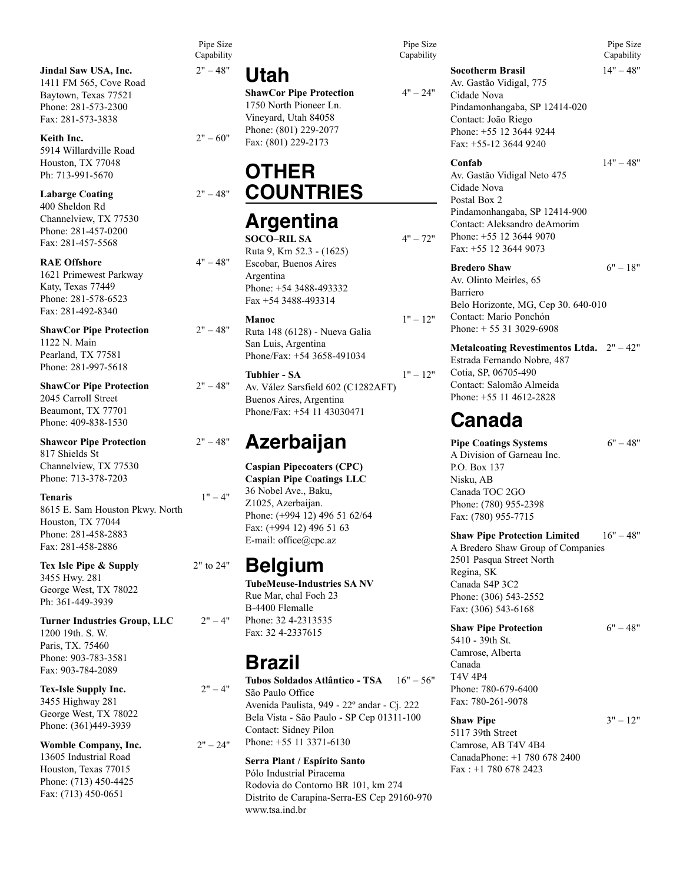Pipe Size Capability

**Jindal Saw USA, Inc.** 2" – 48"
1411 FM 565, Cove Road
Baytown, Texas 77521
Phone: 281-573-2300
Fax: 281-573-3838

**Keith Inc.** 2" – 60"
5914 Willardville Road
Houston, TX 77048
Ph: 713-991-5670

**Labarge Coating** 2" – 48"
400 Sheldon Rd
Channelview, TX 77530
Phone: 281-457-0200
Fax: 281-457-5568

**RAE Offshore** 4" – 48"
1621 Primewest Parkway
Katy, Texas 77449
Phone: 281-578-6523
Fax: 281-492-8340

**ShawCor Pipe Protection** 2" – 48"
1122 N. Main
Pearland, TX 77581
Phone: 281-997-5618

**ShawCor Pipe Protection** 2" – 48"
2045 Carroll Street
Beaumont, TX 77701
Phone: 409-838-1530

**Shawcor Pipe Protection** 2" – 48"
817 Shields St
Channelview, TX 77530
Phone: 713-378-7203

**Tenaris** 1" – 4"
8615 E. Sam Houston Pkwy. North
Houston, TX 77044
Phone: 281-458-2883
Fax: 281-458-2886

**Tex Isle Pipe & Supply** 2" to 24"
3455 Hwy. 281
George West, TX 78022
Ph: 361-449-3939

**Turner Industries Group, LLC** 2" – 4"
1200 19th. S. W.
Paris, TX. 75460
Phone: 903-783-3581
Fax: 903-784-2089

**Tex-Isle Supply Inc.** 2" – 4"
3455 Highway 281
George West, TX 78022
Phone: (361)449-3939

**Womble Company, Inc.** 2" – 24"
13605 Industrial Road
Houston, Texas 77015
Phone: (713) 450-4425
Fax: (713) 450-0651

# Utah

**ShawCor Pipe Protection** 4" – 24"
1750 North Pioneer Ln.
Vineyard, Utah 84058
Phone: (801) 229-2077
Fax: (801) 229-2173

# OTHER COUNTRIES

## Argentina

**SOCO–RIL SA** 4" – 72"
Ruta 9, Km 52.3 - (1625)
Escobar, Buenos Aires
Argentina
Phone: +54 3488-493332
Fax +54 3488-493314

**Manoc** 1" – 12"
Ruta 148 (6128) - Nueva Galia
San Luis, Argentina
Phone/Fax: +54 3658-491034

**Tubhier - SA** 1" – 12"
Av. Vález Sarsfield 602 (C1282AFT)
Buenos Aires, Argentina
Phone/Fax: +54 11 43030471

## Azerbaijan

**Caspian Pipecoaters (CPC)**
**Caspian Pipe Coatings LLC**
36 Nobel Ave., Baku,
Z1025, Azerbaijan.
Phone: (+994 12) 496 51 62/64
Fax: (+994 12) 496 51 63
E-mail: office@cpc.az

## Belgium

**TubeMeuse-Industries SA NV**
Rue Mar, chal Foch 23
B-4400 Flemalle
Phone: 32 4-2313535
Fax: 32 4-2337615

## Brazil

**Tubos Soldados Atlântico - TSA** 16" – 56"
São Paulo Office
Avenida Paulista, 949 - 22º andar - Cj. 222
Bela Vista - São Paulo - SP Cep 01311-100
Contact: Sidney Pilon
Phone: +55 11 3371-6130

**Serra Plant / Espírito Santo**
Pólo Industrial Piracema
Rodovia do Contorno BR 101, km 274
Distrito de Carapina-Serra-ES Cep 29160-970
www.tsa.ind.br

**Socotherm Brasil** 14" – 48"
Av. Gastão Vidigal, 775
Cidade Nova
Pindamonhangaba, SP 12414-020
Contact: João Riego
Phone: +55 12 3644 9244
Fax: +55-12 3644 9240

**Confab** 14" – 48"
Av. Gastão Vidigal Neto 475
Cidade Nova
Postal Box 2
Pindamonhangaba, SP 12414-900
Contact: Aleksandro deAmorim
Phone: +55 12 3644 9070
Fax: +55 12 3644 9073

**Bredero Shaw** 6" – 18"
Av. Olinto Meirles, 65
Barriero
Belo Horizonte, MG, Cep 30. 640-010
Contact: Mario Ponchón
Phone: + 55 31 3029-6908

**Metalcoating Revestimentos Ltda.** 2" – 42"
Estrada Fernando Nobre, 487
Cotia, SP, 06705-490
Contact: Salomão Almeida
Phone: +55 11 4612-2828

## Canada

**Pipe Coatings Systems** 6" – 48"
A Division of Garneau Inc.
P.O. Box 137
Nisku, AB
Canada TOC 2GO
Phone: (780) 955-2398
Fax: (780) 955-7715

**Shaw Pipe Protection Limited** 16" – 48"
A Bredero Shaw Group of Companies
2501 Pasqua Street North
Regina, SK
Canada S4P 3C2
Phone: (306) 543-2552
Fax: (306) 543-6168

**Shaw Pipe Protection** 6" – 48"
5410 - 39th St.
Camrose, Alberta
Canada
T4V 4P4
Phone: 780-679-6400
Fax: 780-261-9078

**Shaw Pipe** 3" – 12"
5117 39th Street
Camrose, AB T4V 4B4
CanadaPhone: +1 780 678 2400
Fax : +1 780 678 2423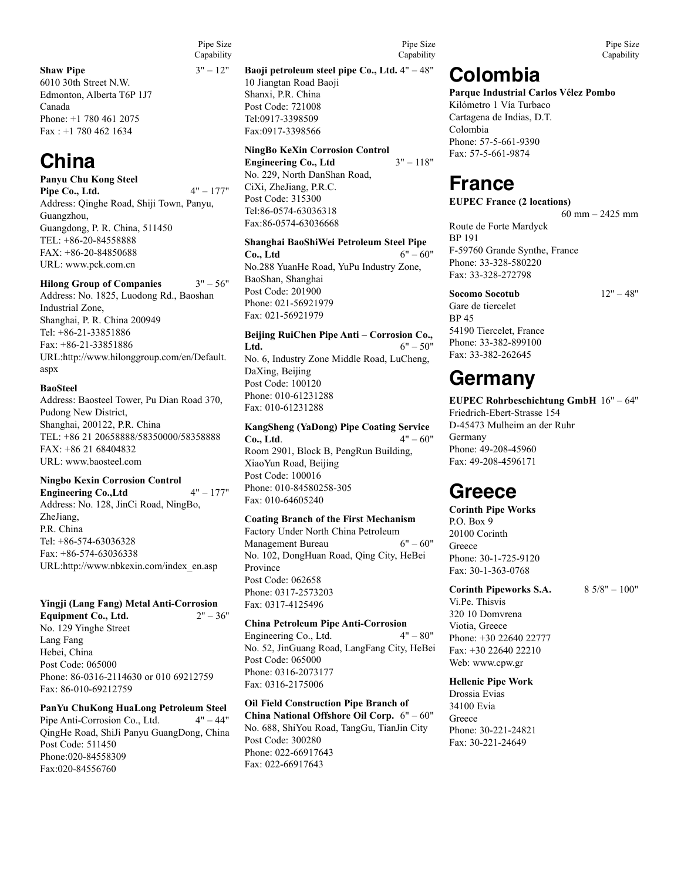Pipe Size Capability

**Shaw Pipe** 3" – 12"
6010 30th Street N.W.
Edmonton, Alberta T6P 1J7
Canada
Phone: +1 780 461 2075
Fax : +1 780 462 1634

# China

**Panyu Chu Kong Steel Pipe Co., Ltd.** 4" – 177"
Address: Qinghe Road, Shiji Town, Panyu, Guangzhou,
Guangdong, P. R. China, 511450
TEL: +86-20-84558888
FAX: +86-20-84850688
URL: www.pck.com.cn

**Hilong Group of Companies** 3" – 56"
Address: No. 1825, Luodong Rd., Baoshan Industrial Zone,
Shanghai, P. R. China 200949
Tel: +86-21-33851886
Fax: +86-21-33851886
URL:http://www.hilonggroup.com/en/Default.aspx

**BaoSteel**
Address: Baosteel Tower, Pu Dian Road 370, Pudong New District,
Shanghai, 200122, P.R. China
TEL: +86 21 20658888/58350000/58358888
FAX: +86 21 68404832
URL: www.baosteel.com

**Ningbo Kexin Corrosion Control Engineering Co.,Ltd** 4" – 177"
Address: No. 128, JinCi Road, NingBo, ZheJiang,
P.R. China
Tel: +86-574-63036328
Fax: +86-574-63036338
URL:http://www.nbkexin.com/index_en.asp

**Yingji (Lang Fang) Metal Anti-Corrosion Equipment Co., Ltd.** 2" – 36"
No. 129 Yinghe Street
Lang Fang
Hebei, China
Post Code: 065000
Phone: 86-0316-2114630 or 010 69212759
Fax: 86-010-69212759

**PanYu ChuKong HuaLong Petroleum Steel** Pipe Anti-Corrosion Co., Ltd. 4" – 44"
QingHe Road, ShiJi Panyu GuangDong, China
Post Code: 511450
Phone:020-84558309
Fax:020-84556760

**Baoji petroleum steel pipe Co., Ltd.** 4" – 48"
10 Jiangtan Road Baoji
Shanxi, P.R. China
Post Code: 721008
Tel:0917-3398509
Fax:0917-3398566

**NingBo KeXin Corrosion Control Engineering Co., Ltd** 3" – 118"
No. 229, North DanShan Road,
CiXi, ZheJiang, P.R.C.
Post Code: 315300
Tel:86-0574-63036318
Fax:86-0574-63036668

**Shanghai BaoShiWei Petroleum Steel Pipe Co., Ltd** 6" – 60"
No.288 YuanHe Road, YuPu Industry Zone, BaoShan, Shanghai
Post Code: 201900
Phone: 021-56921979
Fax: 021-56921979

**Beijing RuiChen Pipe Anti – Corrosion Co., Ltd.** 6" – 50"
No. 6, Industry Zone Middle Road, LuCheng, DaXing, Beijing
Post Code: 100120
Phone: 010-61231288
Fax: 010-61231288

**KangSheng (YaDong) Pipe Coating Service Co., Ltd**. 4" – 60"
Room 2901, Block B, PengRun Building, XiaoYun Road, Beijing
Post Code: 100016
Phone: 010-84580258-305
Fax: 010-64605240

**Coating Branch of the First Mechanism** Factory Under North China Petroleum Management Bureau 6" – 60"
No. 102, DongHuan Road, Qing City, HeBei Province
Post Code: 062658
Phone: 0317-2573203
Fax: 0317-4125496

**China Petroleum Pipe Anti-Corrosion** Engineering Co., Ltd. 4" – 80"
No. 52, JinGuang Road, LangFang City, HeBei
Post Code: 065000
Phone: 0316-2073177
Fax: 0316-2175006

**Oil Field Construction Pipe Branch of China National Offshore Oil Corp.** 6" – 60"
No. 688, ShiYou Road, TangGu, TianJin City
Post Code: 300280
Phone: 022-66917643
Fax: 022-66917643

# Colombia

**Parque Industrial Carlos Vélez Pombo**
Kilómetro 1 Vía Turbaco
Cartagena de Indias, D.T.
Colombia
Phone: 57-5-661-9390
Fax: 57-5-661-9874

# France

**EUPEC France (2 locations)** 60 mm – 2425 mm
Route de Forte Mardyck
BP 191
F-59760 Grande Synthe, France
Phone: 33-328-580220
Fax: 33-328-272798

**Socomo Socotub** 12" – 48"
Gare de tiercelet
BP 45
54190 Tiercelet, France
Phone: 33-382-899100
Fax: 33-382-262645

# Germany

**EUPEC Rohrbeschichtung GmbH** 16" – 64"
Friedrich-Ebert-Strasse 154
D-45473 Mulheim an der Ruhr
Germany
Phone: 49-208-45960
Fax: 49-208-4596171

# Greece

**Corinth Pipe Works**
P.O. Box 9
20100 Corinth
Greece
Phone: 30-1-725-9120
Fax: 30-1-363-0768

**Corinth Pipeworks S.A.** 8 5/8" – 100"
Vi.Pe. Thisvis
320 10 Domvrena
Viotia, Greece
Phone: +30 22640 22777
Fax: +30 22640 22210
Web: www.cpw.gr

**Hellenic Pipe Work**
Drossia Evias
34100 Evia
Greece
Phone: 30-221-24821
Fax: 30-221-24649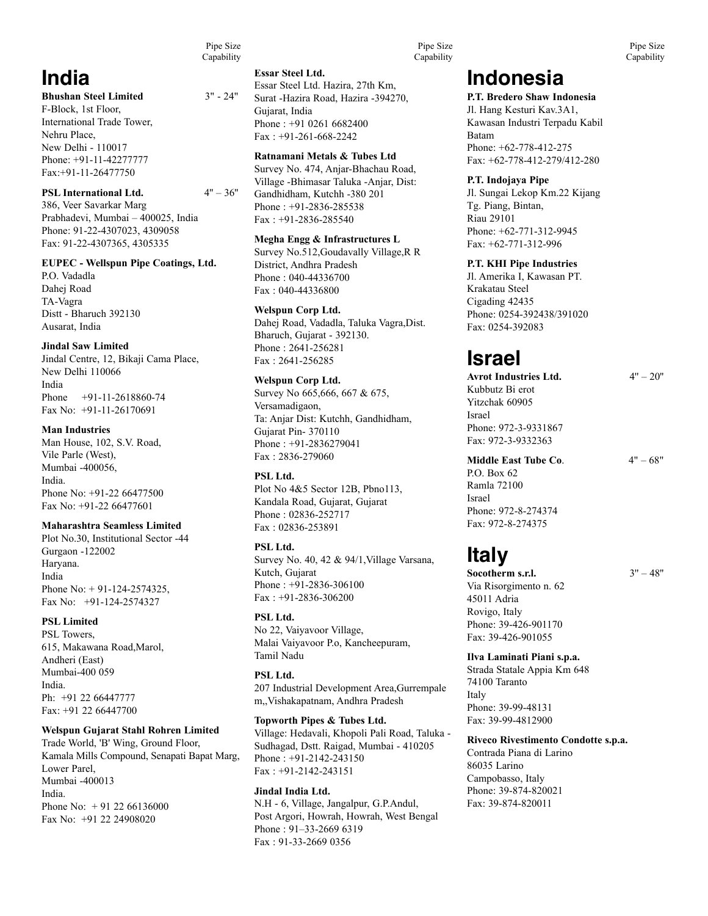Pipe Size Capability

# India

**Bhushan Steel Limited** — 3" - 24"
F-Block, 1st Floor,
International Trade Tower,
Nehru Place,
New Delhi - 110017
Phone: +91-11-42277777
Fax:+91-11-26477750

**PSL International Ltd.** — 4" – 36"
386, Veer Savarkar Marg
Prabhadevi, Mumbai – 400025, India
Phone: 91-22-4307023, 4309058
Fax: 91-22-4307365, 4305335

**EUPEC - Wellspun Pipe Coatings, Ltd.**
P.O. Vadadla
Dahej Road
TA-Vagra
Distt - Bharuch 392130
Ausarat, India

**Jindal Saw Limited**
Jindal Centre, 12, Bikaji Cama Place,
New Delhi 110066
India
Phone +91-11-2618860-74
Fax No: +91-11-26170691

**Man Industries**
Man House, 102, S.V. Road,
Vile Parle (West),
Mumbai -400056,
India.
Phone No: +91-22 66477500
Fax No: +91-22 66477601

**Maharashtra Seamless Limited**
Plot No.30, Institutional Sector -44
Gurgaon -122002
Haryana.
India
Phone No: + 91-124-2574325,
Fax No: +91-124-2574327

**PSL Limited**
PSL Towers,
615, Makawana Road,Marol,
Andheri (East)
Mumbai-400 059
India.
Ph: +91 22 66447777
Fax: +91 22 66447700

**Welspun Gujarat Stahl Rohren Limited**
Trade World, 'B' Wing, Ground Floor,
Kamala Mills Compound, Senapati Bapat Marg,
Lower Parel,
Mumbai -400013
India.
Phone No: + 91 22 66136000
Fax No: +91 22 24908020

**Essar Steel Ltd.**
Essar Steel Ltd. Hazira, 27th Km,
Surat -Hazira Road, Hazira -394270,
Gujarat, India
Phone : +91 0261 6682400
Fax : +91-261-668-2242

**Ratnamani Metals & Tubes Ltd**
Survey No. 474, Anjar-Bhachau Road,
Village -Bhimasar Taluka -Anjar, Dist:
Gandhidham, Kutchh -380 201
Phone : +91-2836-285538
Fax : +91-2836-285540

**Megha Engg & Infrastructures L**
Survey No.512,Goudavally Village,R R
District, Andhra Pradesh
Phone : 040-44336700
Fax : 040-44336800

**Welspun Corp Ltd.**
Dahej Road, Vadadla, Taluka Vagra,Dist.
Bharuch, Gujarat - 392130.
Phone : 2641-256281
Fax : 2641-256285

**Welspun Corp Ltd.**
Survey No 665,666, 667 & 675,
Versamadigaon,
Ta: Anjar Dist: Kutchh, Gandhidham,
Gujarat Pin- 370110
Phone : +91-2836279041
Fax : 2836-279060

**PSL Ltd.**
Plot No 4&5 Sector 12B, Pbno113,
Kandala Road, Gujarat, Gujarat
Phone : 02836-252717
Fax : 02836-253891

**PSL Ltd.**
Survey No. 40, 42 & 94/1,Village Varsana,
Kutch, Gujarat
Phone : +91-2836-306100
Fax : +91-2836-306200

**PSL Ltd.**
No 22, Vaiyavoor Village,
Malai Vaiyavoor P.o, Kancheepuram,
Tamil Nadu

**PSL Ltd.**
207 Industrial Development Area,Gurrempale
m,,Vishakapatnam, Andhra Pradesh

**Topworth Pipes & Tubes Ltd.**
Village: Hedavali, Khopoli Pali Road, Taluka -
Sudhagad, Dstt. Raigad, Mumbai - 410205
Phone : +91-2142-243150
Fax : +91-2142-243151

**Jindal India Ltd.**
N.H - 6, Village, Jangalpur, G.P.Andul,
Post Argori, Howrah, Howrah, West Bengal
Phone : 91–33-2669 6319
Fax : 91-33-2669 0356

# Indonesia

**P.T. Bredero Shaw Indonesia**
Jl. Hang Kesturi Kav.3A1,
Kawasan Industri Terpadu Kabil
Batam
Phone: +62-778-412-275
Fax: +62-778-412-279/412-280

**P.T. Indojaya Pipe**
Jl. Sungai Lekop Km.22 Kijang
Tg. Piang, Bintan,
Riau 29101
Phone: +62-771-312-9945
Fax: +62-771-312-996

**P.T. KHI Pipe Industries**
Jl. Amerika I, Kawasan PT.
Krakatau Steel
Cigading 42435
Phone: 0254-392438/391020
Fax: 0254-392083

# Israel

**Avrot Industries Ltd.** — 4" – 20"
Kubbutz Bi erot
Yitzchak 60905
Israel
Phone: 972-3-9331867
Fax: 972-3-9332363

**Middle East Tube Co**. — 4" – 68"
P.O. Box 62
Ramla 72100
Israel
Phone: 972-8-274374
Fax: 972-8-274375

# Italy

**Socotherm s.r.l.** — 3" – 48"
Via Risorgimento n. 62
45011 Adria
Rovigo, Italy
Phone: 39-426-901170
Fax: 39-426-901055

**Ilva Laminati Piani s.p.a.**
Strada Statale Appia Km 648
74100 Taranto
Italy
Phone: 39-99-48131
Fax: 39-99-4812900

**Riveco Rivestimento Condotte s.p.a.**
Contrada Piana di Larino
86035 Larino
Campobasso, Italy
Phone: 39-874-820021
Fax: 39-874-820011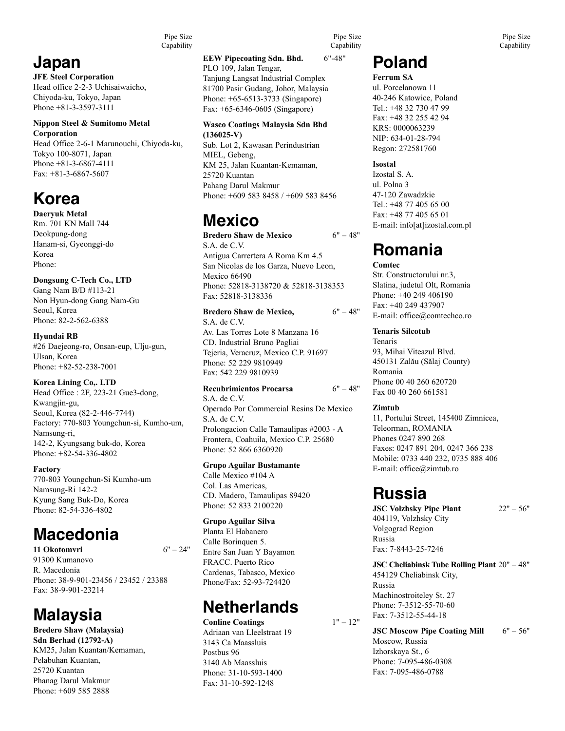Pipe Size Capability

# Japan

**JFE Steel Corporation**
Head office 2-2-3 Uchisaiwaicho,
Chiyoda-ku, Tokyo, Japan
Phone +81-3-3597-3111

**Nippon Steel & Sumitomo Metal Corporation**
Head Office 2-6-1 Marunouchi, Chiyoda-ku,
Tokyo 100-8071, Japan
Phone +81-3-6867-4111
Fax: +81-3-6867-5607

# Korea

**Daeryuk Metal**
Rm. 701 KN Mall 744
Deokpung-dong
Hanam-si, Gyeonggi-do
Korea
Phone:

**Dongsung C-Tech Co., LTD**
Gang Nam B/D #113-21
Non Hyun-dong Gang Nam-Gu
Seoul, Korea
Phone: 82-2-562-6388

**Hyundai RB**
#26 Daejeong-ro, Onsan-eup, Ulju-gun,
Ulsan, Korea
Phone: +82-52-238-7001

**Korea Lining Co,. LTD**
Head Office : 2F, 223-21 Gue3-dong,
Kwangjin-gu,
Seoul, Korea (82-2-446-7744)
Factory: 770-803 Youngchun-si, Kumho-um,
Namsung-ri,
142-2, Kyungsang buk-do, Korea
Phone: +82-54-336-4802

**Factory**
770-803 Youngchun-Si Kumho-um
Namsung-Ri 142-2
Kyung Sang Buk-Do, Korea
Phone: 82-54-336-4802

# Macedonia

**11 Okotomvri** 6" – 24"
91300 Kumanovo
R. Macedonia
Phone: 38-9-901-23456 / 23452 / 23388
Fax: 38-9-901-23214

# Malaysia

**Bredero Shaw (Malaysia) Sdn Berhad (12792-A)**
KM25, Jalan Kuantan/Kemaman,
Pelabuhan Kuantan,
25720 Kuantan
Phanag Darul Makmur
Phone: +609 585 2888

**EEW Pipecoating Sdn. Bhd.** 6"-48"
PLO 109, Jalan Tengar,
Tanjung Langsat Industrial Complex
81700 Pasir Gudang, Johor, Malaysia
Phone: +65-6513-3733 (Singapore)
Fax: +65-6346-0605 (Singapore)

**Wasco Coatings Malaysia Sdn Bhd (136025-V)**
Sub. Lot 2, Kawasan Perindustrian
MIEL, Gebeng,
KM 25, Jalan Kuantan-Kemaman,
25720 Kuantan
Pahang Darul Makmur
Phone: +609 583 8458 / +609 583 8456

# Mexico

**Bredero Shaw de Mexico** 6" – 48"
S.A. de C.V.
Antigua Carrertera A Roma Km 4.5
San Nicolas de los Garza, Nuevo Leon,
Mexico 66490
Phone: 52818-3138720 & 52818-3138353
Fax: 52818-3138336

**Bredero Shaw de Mexico,** 6" – 48"
S.A. de C.V.
Av. Las Torres Lote 8 Manzana 16
CD. Industrial Bruno Pagliai
Tejeria, Veracruz, Mexico C.P. 91697
Phone: 52 229 9810949
Fax: 542 229 9810939

**Recubrimientos Procarsa** 6" – 48"
S.A. de C.V.
Operado Por Commercial Resins De Mexico
S.A. de C.V.
Prolongacion Calle Tamaulipas #2003 - A
Frontera, Coahuila, Mexico C.P. 25680
Phone: 52 866 6360920

**Grupo Aguilar Bustamante**
Calle Mexico #104 A
Col. Las Americas,
CD. Madero, Tamaulipas 89420
Phone: 52 833 2100220

**Grupo Aguilar Silva**
Planta El Habanero
Calle Borinquen 5.
Entre San Juan Y Bayamon
FRACC. Puerto Rico
Cardenas, Tabasco, Mexico
Phone/Fax: 52-93-724420

# Netherlands

**Conline Coatings** 1" – 12"
Adriaan van Lleelstraat 19
3143 Ca Maassluis
Postbus 96
3140 Ab Maassluis
Phone: 31-10-593-1400
Fax: 31-10-592-1248

# Poland

**Ferrum SA**
ul. Porcelanowa 11
40-246 Katowice, Poland
Tel.: +48 32 730 47 99
Fax: +48 32 255 42 94
KRS: 0000063239
NIP: 634-01-28-794
Regon: 272581760

**Isostal**
Izostal S. A.
ul. Polna 3
47-120 Zawadzkie
Tel.: +48 77 405 65 00
Fax: +48 77 405 65 01
E-mail: info[at]izostal.com.pl

# Romania

**Comtec**
Str. Constructorului nr.3,
Slatina, judetul Olt, Romania
Phone: +40 249 406190
Fax: +40 249 437907
E-mail: office@comtechco.ro

**Tenaris Silcotub**
Tenaris
93, Mihai Viteazul Blvd.
450131 Zalău (Sălaj County)
Romania
Phone 00 40 260 620720
Fax 00 40 260 661581

**Zimtub**
11, Portului Street, 145400 Zimnicea,
Teleorman, ROMANIA
Phones 0247 890 268
Faxes: 0247 891 204, 0247 366 238
Mobile: 0733 440 232, 0735 888 406
E-mail: office@zimtub.ro

# Russia

**JSC Volzhsky Pipe Plant** 22" – 56"
404119, Volzhsky City
Volgograd Region
Russia
Fax: 7-8443-25-7246

**JSC Cheliabinsk Tube Rolling Plant** 20" – 48"
454129 Cheliabinsk City,
Russia
Machinostroiteley St. 27
Phone: 7-3512-55-70-60
Fax: 7-3512-55-44-18

**JSC Moscow Pipe Coating Mill** 6" – 56"
Moscow, Russia
Izhorskaya St., 6
Phone: 7-095-486-0308
Fax: 7-095-486-0788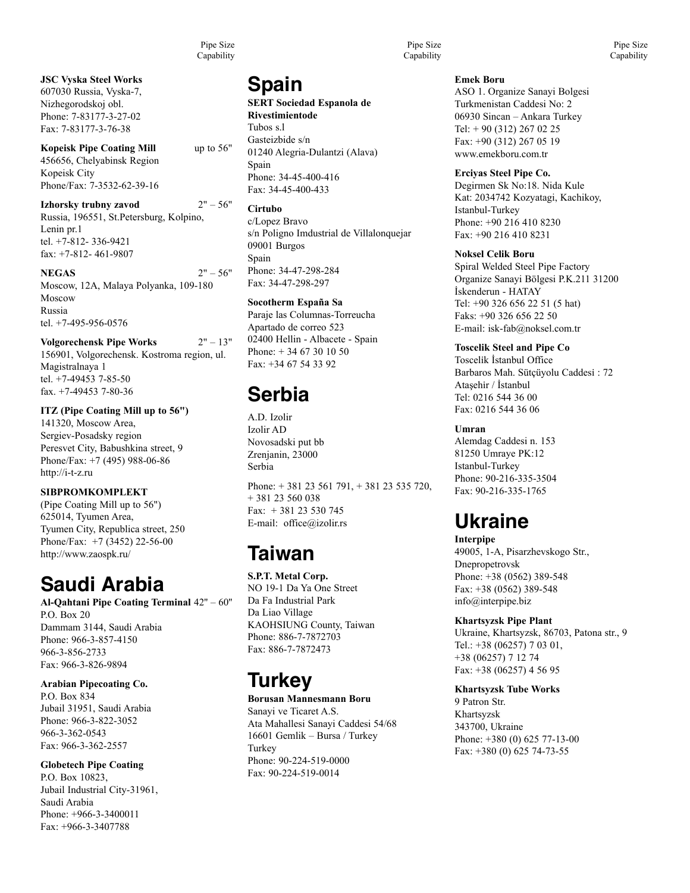Pipe Size Capability

**JSC Vyska Steel Works**
607030 Russia, Vyska-7,
Nizhegorodskoj obl.
Phone: 7-83177-3-27-02
Fax: 7-83177-3-76-38

**Kopeisk Pipe Coating Mill** up to 56"
456656, Chelyabinsk Region
Kopeisk City
Phone/Fax: 7-3532-62-39-16

**Izhorsky trubny zavod** 2" – 56"
Russia, 196551, St.Petersburg, Kolpino,
Lenin pr.1
tel. +7-812- 336-9421
fax: +7-812- 461-9807

**NEGAS** 2" – 56"
Moscow, 12A, Malaya Polyanka, 109-180
Moscow
Russia
tel. +7-495-956-0576

**Volgorechensk Pipe Works** 2" – 13"
156901, Volgorechensk. Kostroma region, ul.
Magistralnaya 1
tel. +7-49453 7-85-50
fax. +7-49453 7-80-36

**ITZ (Pipe Coating Mill up to 56")**
141320, Moscow Area,
Sergiev-Posadsky region
Peresvet City, Babushkina street, 9
Phone/Fax: +7 (495) 988-06-86
http://i-t-z.ru

**SIBPROMKOMPLEKT**
(Pipe Coating Mill up to 56")
625014, Tyumen Area,
Tyumen City, Republica street, 250
Phone/Fax: +7 (3452) 22-56-00
http://www.zaospk.ru/

# Saudi Arabia

**Al-Qahtani Pipe Coating Terminal** 42" – 60"
P.O. Box 20
Dammam 3144, Saudi Arabia
Phone: 966-3-857-4150
966-3-856-2733
Fax: 966-3-826-9894

**Arabian Pipecoating Co.**
P.O. Box 834
Jubail 31951, Saudi Arabia
Phone: 966-3-822-3052
966-3-362-0543
Fax: 966-3-362-2557

**Globetech Pipe Coating**
P.O. Box 10823,
Jubail Industrial City-31961,
Saudi Arabia
Phone: +966-3-3400011
Fax: +966-3-3407788

# Spain

**SERT Sociedad Espanola de Rivestimientode**
Tubos s.l
Gasteizbide s/n
01240 Alegria-Dulantzi (Alava)
Spain
Phone: 34-45-400-416
Fax: 34-45-400-433

**Cirtubo**
c/Lopez Bravo
s/n Poligno Imdustrial de Villalonquejar
09001 Burgos
Spain
Phone: 34-47-298-284
Fax: 34-47-298-297

**Socotherm España Sa**
Paraje las Columnas-Torreucha
Apartado de correo 523
02400 Hellin - Albacete - Spain
Phone: + 34 67 30 10 50
Fax: +34 67 54 33 92

# Serbia

A.D. Izolir
Izolir AD
Novosadski put bb
Zrenjanin, 23000
Serbia

Phone: + 381 23 561 791, + 381 23 535 720,
+ 381 23 560 038
Fax: + 381 23 530 745
E-mail: office@izolir.rs

# Taiwan

**S.P.T. Metal Corp.**
NO 19-1 Da Ya One Street
Da Fa Industrial Park
Da Liao Village
KAOHSIUNG County, Taiwan
Phone: 886-7-7872703
Fax: 886-7-7872473

# Turkey

**Borusan Mannesmann Boru**
Sanayi ve Ticaret A.S.
Ata Mahallesi Sanayi Caddesi 54/68
16601 Gemlik – Bursa / Turkey
Turkey
Phone: 90-224-519-0000
Fax: 90-224-519-0014

**Emek Boru**
ASO 1. Organize Sanayi Bolgesi
Turkmenistan Caddesi No: 2
06930 Sincan – Ankara Turkey
Tel: + 90 (312) 267 02 25
Fax: +90 (312) 267 05 19
www.emekboru.com.tr

**Erciyas Steel Pipe Co.**
Degirmen Sk No:18. Nida Kule
Kat: 2034742 Kozyatagi, Kachikoy,
Istanbul-Turkey
Phone: +90 216 410 8230
Fax: +90 216 410 8231

**Noksel Celik Boru**
Spiral Welded Steel Pipe Factory
Organize Sanayi Bölgesi P.K.211 31200
İskenderun - HATAY
Tel: +90 326 656 22 51 (5 hat)
Faks: +90 326 656 22 50
E-mail: isk-fab@noksel.com.tr

**Toscelik Steel and Pipe Co**
Toscelik İstanbul Office
Barbaros Mah. Sütçüyolu Caddesi : 72
Ataşehir / İstanbul
Tel: 0216 544 36 00
Fax: 0216 544 36 06

**Umran**
Alemdag Caddesi n. 153
81250 Umraye PK:12
Istanbul-Turkey
Phone: 90-216-335-3504
Fax: 90-216-335-1765

# Ukraine

**Interpipe**
49005, 1-A, Pisarzhevskogo Str.,
Dnepropetrovsk
Phone: +38 (0562) 389-548
Fax: +38 (0562) 389-548
info@interpipe.biz

**Khartsyzsk Pipe Plant**
Ukraine, Khartsyzsk, 86703, Patona str., 9
Tel.: +38 (06257) 7 03 01,
+38 (06257) 7 12 74
Fax: +38 (06257) 4 56 95

**Khartsyzsk Tube Works**
9 Patron Str.
Khartsyzsk
343700, Ukraine
Phone: +380 (0) 625 77-13-00
Fax: +380 (0) 625 74-73-55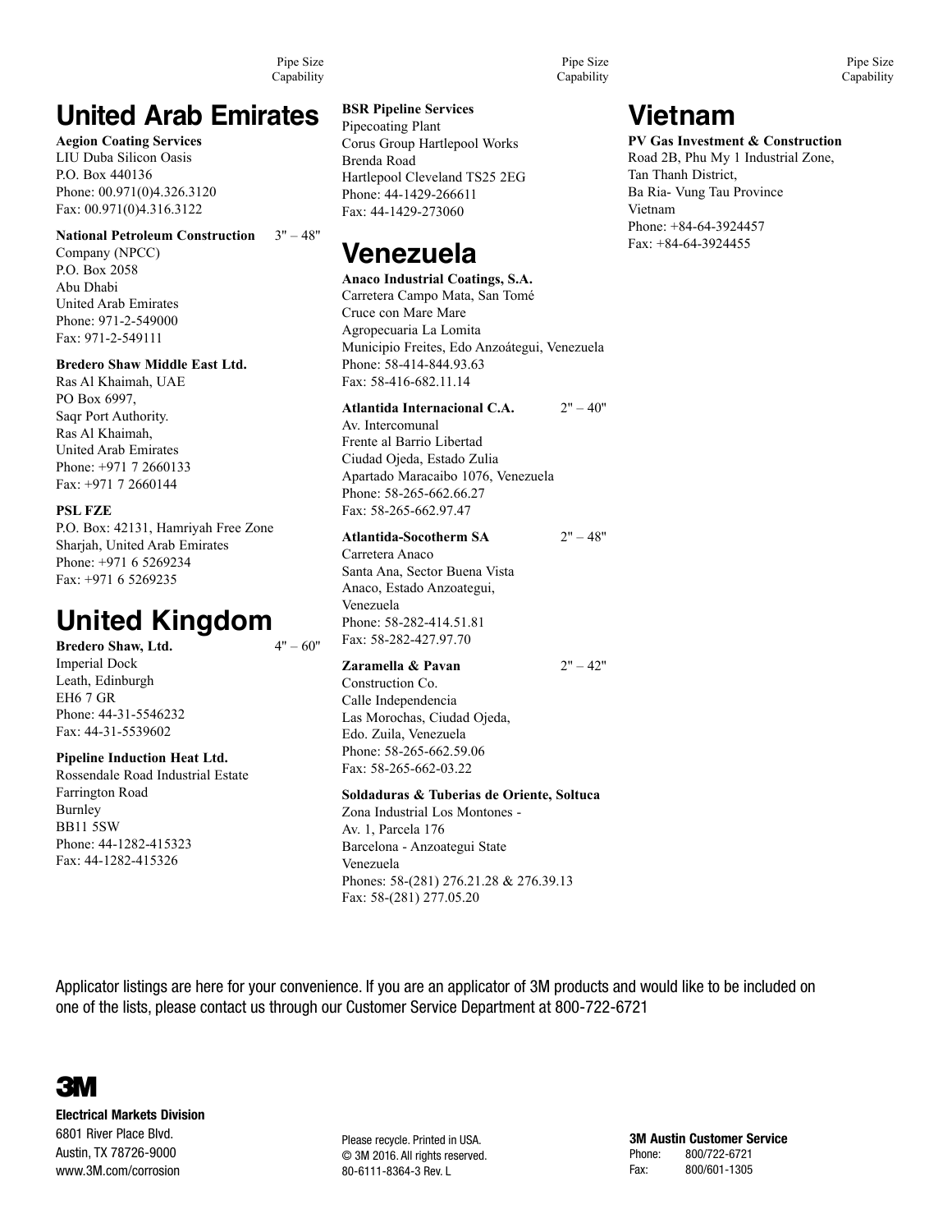Pipe Size Capability

# United Arab Emirates

**Aegion Coating Services**
LIU Duba Silicon Oasis
P.O. Box 440136
Phone: 00.971(0)4.326.3120
Fax: 00.971(0)4.316.3122

**National Petroleum Construction** 3" – 48"
Company (NPCC)
P.O. Box 2058
Abu Dhabi
United Arab Emirates
Phone: 971-2-549000
Fax: 971-2-549111

**Bredero Shaw Middle East Ltd.**
Ras Al Khaimah, UAE
PO Box 6997,
Saqr Port Authority.
Ras Al Khaimah,
United Arab Emirates
Phone: +971 7 2660133
Fax: +971 7 2660144

**PSL FZE**
P.O. Box: 42131, Hamriyah Free Zone
Sharjah, United Arab Emirates
Phone: +971 6 5269234
Fax: +971 6 5269235

# United Kingdom

**Bredero Shaw, Ltd.** 4" – 60"
Imperial Dock
Leath, Edinburgh
EH6 7 GR
Phone: 44-31-5546232
Fax: 44-31-5539602

**Pipeline Induction Heat Ltd.**
Rossendale Road Industrial Estate
Farrington Road
Burnley
BB11 5SW
Phone: 44-1282-415323
Fax: 44-1282-415326

**BSR Pipeline Services**
Pipecoating Plant
Corus Group Hartlepool Works
Brenda Road
Hartlepool Cleveland TS25 2EG
Phone: 44-1429-266611
Fax: 44-1429-273060

# Venezuela

**Anaco Industrial Coatings, S.A.**
Carretera Campo Mata, San Tomé
Cruce con Mare Mare
Agropecuaria La Lomita
Municipio Freites, Edo Anzoátegui, Venezuela
Phone: 58-414-844.93.63
Fax: 58-416-682.11.14

**Atlantida Internacional C.A.** 2" – 40"
Av. Intercomunal
Frente al Barrio Libertad
Ciudad Ojeda, Estado Zulia
Apartado Maracaibo 1076, Venezuela
Phone: 58-265-662.66.27
Fax: 58-265-662.97.47

**Atlantida-Socotherm SA** 2" – 48"
Carretera Anaco
Santa Ana, Sector Buena Vista
Anaco, Estado Anzoategui,
Venezuela
Phone: 58-282-414.51.81
Fax: 58-282-427.97.70

**Zaramella & Pavan** 2" – 42"
Construction Co.
Calle Independencia
Las Morochas, Ciudad Ojeda,
Edo. Zuila, Venezuela
Phone: 58-265-662.59.06
Fax: 58-265-662-03.22

**Soldaduras & Tuberias de Oriente, Soltuca**
Zona Industrial Los Montones -
Av. 1, Parcela 176
Barcelona - Anzoategui State
Venezuela
Phones: 58-(281) 276.21.28 & 276.39.13
Fax: 58-(281) 277.05.20

# Vietnam

**PV Gas Investment & Construction**
Road 2B, Phu My 1 Industrial Zone,
Tan Thanh District,
Ba Ria- Vung Tau Province
Vietnam
Phone: +84-64-3924457
Fax: +84-64-3924455

Applicator listings are here for your convenience. If you are an applicator of 3M products and would like to be included on one of the lists, please contact us through our Customer Service Department at 800-722-6721

**3M**

**Electrical Markets Division**
6801 River Place Blvd.
Austin, TX 78726-9000
www.3M.com/corrosion

Please recycle. Printed in USA.
© 3M 2016. All rights reserved.
80-6111-8364-3 Rev. L

**3M Austin Customer Service**
Phone: 800/722-6721
Fax: 800/601-1305